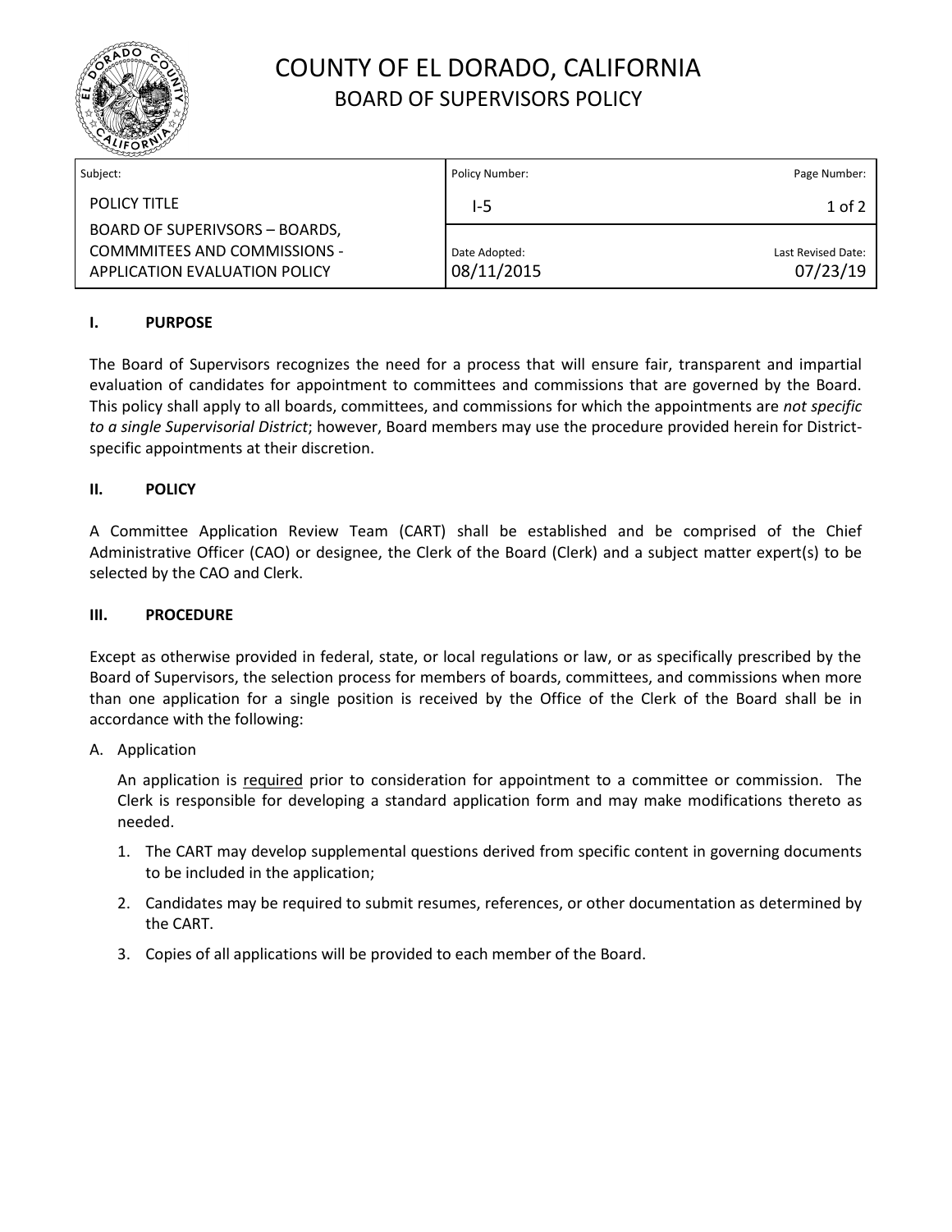# COUNTY OF EL DORADO, CALIFORNIA
## BOARD OF SUPERVISORS POLICY

| Subject: | Policy Number: | Page Number: |
|---|---|---|
| POLICY TITLE<br>BOARD OF SUPERIVSORS – BOARDS, COMMMITEES AND COMMISSIONS - APPLICATION EVALUATION POLICY | I-5 | 1 of 2 |
| | Date Adopted:<br>08/11/2015 | Last Revised Date:<br>07/23/19 |

### I. PURPOSE

The Board of Supervisors recognizes the need for a process that will ensure fair, transparent and impartial evaluation of candidates for appointment to committees and commissions that are governed by the Board. This policy shall apply to all boards, committees, and commissions for which the appointments are *not specific to a single Supervisorial District*; however, Board members may use the procedure provided herein for District-specific appointments at their discretion.

### II. POLICY

A Committee Application Review Team (CART) shall be established and be comprised of the Chief Administrative Officer (CAO) or designee, the Clerk of the Board (Clerk) and a subject matter expert(s) to be selected by the CAO and Clerk.

### III. PROCEDURE

Except as otherwise provided in federal, state, or local regulations or law, or as specifically prescribed by the Board of Supervisors, the selection process for members of boards, committees, and commissions when more than one application for a single position is received by the Office of the Clerk of the Board shall be in accordance with the following:

A. Application

An application is required prior to consideration for appointment to a committee or commission. The Clerk is responsible for developing a standard application form and may make modifications thereto as needed.

1. The CART may develop supplemental questions derived from specific content in governing documents to be included in the application;
2. Candidates may be required to submit resumes, references, or other documentation as determined by the CART.
3. Copies of all applications will be provided to each member of the Board.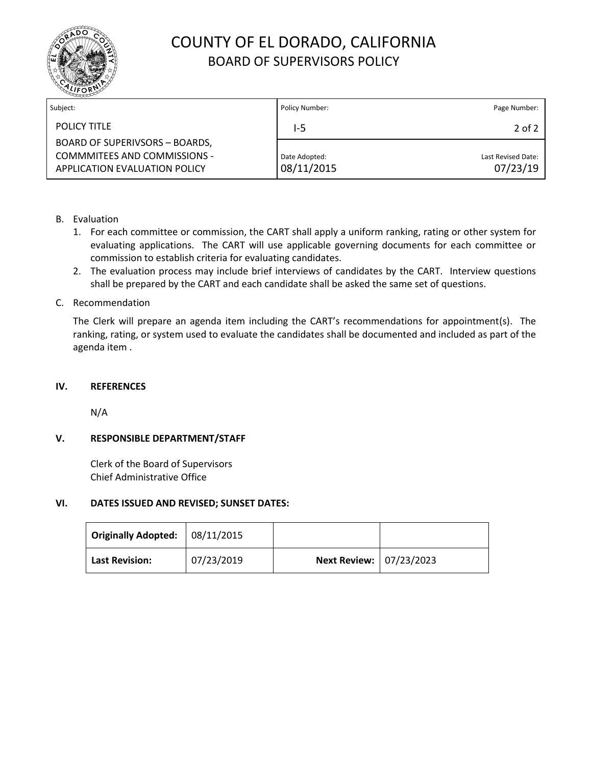# COUNTY OF EL DORADO, CALIFORNIA
## BOARD OF SUPERVISORS POLICY

| Subject: | Policy Number: | Page Number: |
|---|---|---|
| POLICY TITLE<br>BOARD OF SUPERIVSORS – BOARDS, COMMMITEES AND COMMISSIONS - APPLICATION EVALUATION POLICY | I-5 | 2 of 2 |
| | Date Adopted:<br>08/11/2015 | Last Revised Date:<br>07/23/19 |

B. Evaluation
   1. For each committee or commission, the CART shall apply a uniform ranking, rating or other system for evaluating applications. The CART will use applicable governing documents for each committee or commission to establish criteria for evaluating candidates.
   2. The evaluation process may include brief interviews of candidates by the CART. Interview questions shall be prepared by the CART and each candidate shall be asked the same set of questions.

C. Recommendation

   The Clerk will prepare an agenda item including the CART's recommendations for appointment(s). The ranking, rating, or system used to evaluate the candidates shall be documented and included as part of the agenda item .

**IV. REFERENCES**

N/A

**V. RESPONSIBLE DEPARTMENT/STAFF**

Clerk of the Board of Supervisors
Chief Administrative Office

**VI. DATES ISSUED AND REVISED; SUNSET DATES:**

| | | | |
|---|---|---|---|
| **Originally Adopted:** | 08/11/2015 | | |
| **Last Revision:** | 07/23/2019 | **Next Review:** | 07/23/2023 |